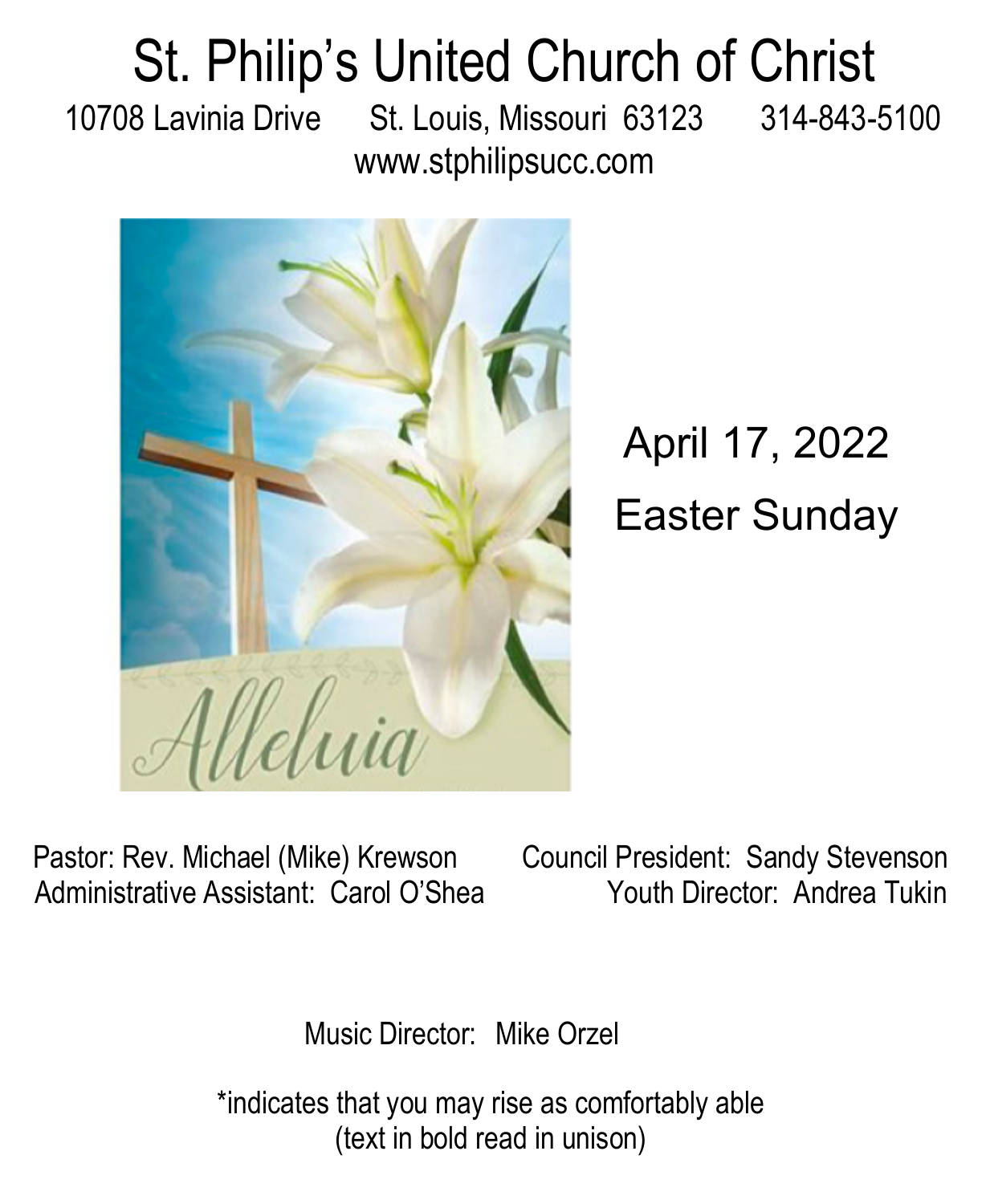# St. Philip's United Church of Christ

10708 Lavinia Drive St. Louis, Missouri 63123 314-843-5100
www.stphilipsucc.com

April 17, 2022
Easter Sunday

Pastor: Rev. Michael (Mike) Krewson
Administrative Assistant: Carol O'Shea
Council President: Sandy Stevenson
Youth Director: Andrea Tukin

Music Director: Mike Orzel

*indicates that you may rise as comfortably able
(text in bold read in unison)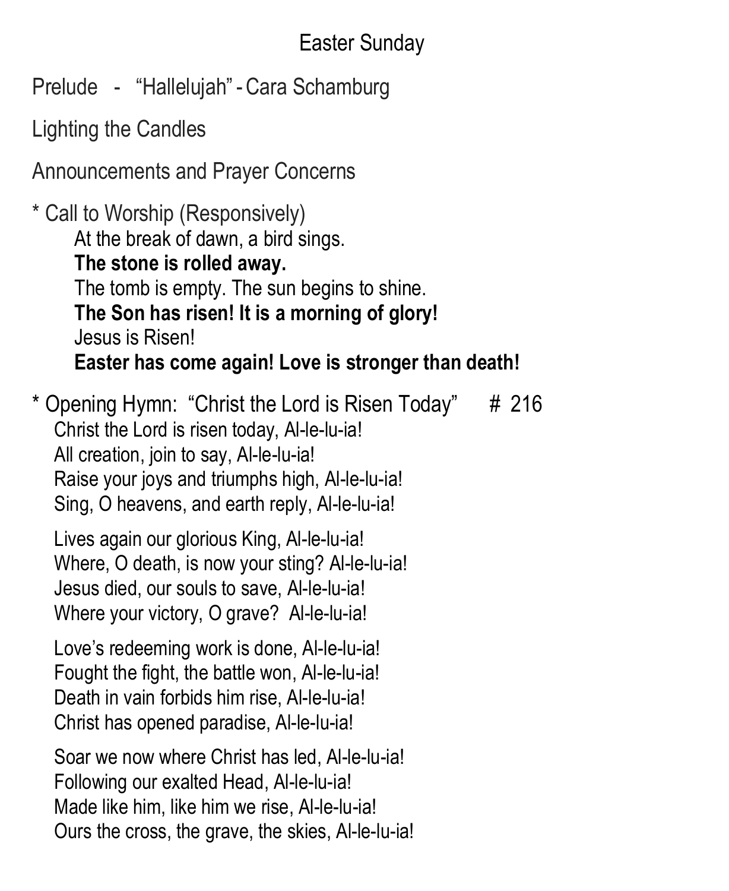# Easter Sunday

Prelude - "Hallelujah" - Cara Schamburg

Lighting the Candles

Announcements and Prayer Concerns

* Call to Worship (Responsively)

At the break of dawn, a bird sings.
**The stone is rolled away.**
The tomb is empty. The sun begins to shine.
**The Son has risen! It is a morning of glory!**
Jesus is Risen!
**Easter has come again! Love is stronger than death!**

* Opening Hymn: "Christ the Lord is Risen Today" # 216

Christ the Lord is risen today, Al-le-lu-ia!
All creation, join to say, Al-le-lu-ia!
Raise your joys and triumphs high, Al-le-lu-ia!
Sing, O heavens, and earth reply, Al-le-lu-ia!

Lives again our glorious King, Al-le-lu-ia!
Where, O death, is now your sting? Al-le-lu-ia!
Jesus died, our souls to save, Al-le-lu-ia!
Where your victory, O grave? Al-le-lu-ia!

Love's redeeming work is done, Al-le-lu-ia!
Fought the fight, the battle won, Al-le-lu-ia!
Death in vain forbids him rise, Al-le-lu-ia!
Christ has opened paradise, Al-le-lu-ia!

Soar we now where Christ has led, Al-le-lu-ia!
Following our exalted Head, Al-le-lu-ia!
Made like him, like him we rise, Al-le-lu-ia!
Ours the cross, the grave, the skies, Al-le-lu-ia!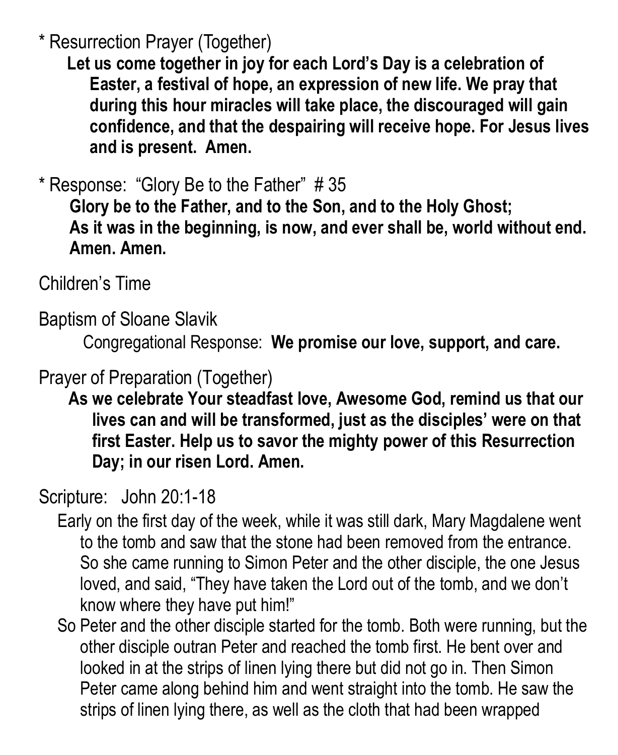\* Resurrection Prayer (Together)

**Let us come together in joy for each Lord's Day is a celebration of Easter, a festival of hope, an expression of new life. We pray that during this hour miracles will take place, the discouraged will gain confidence, and that the despairing will receive hope. For Jesus lives and is present. Amen.**

\* Response: "Glory Be to the Father" # 35

**Glory be to the Father, and to the Son, and to the Holy Ghost;**
**As it was in the beginning, is now, and ever shall be, world without end.**
**Amen. Amen.**

Children's Time

Baptism of Sloane Slavik

Congregational Response: **We promise our love, support, and care.**

Prayer of Preparation (Together)

**As we celebrate Your steadfast love, Awesome God, remind us that our lives can and will be transformed, just as the disciples' were on that first Easter. Help us to savor the mighty power of this Resurrection Day; in our risen Lord. Amen.**

Scripture: John 20:1-18

Early on the first day of the week, while it was still dark, Mary Magdalene went to the tomb and saw that the stone had been removed from the entrance. So she came running to Simon Peter and the other disciple, the one Jesus loved, and said, "They have taken the Lord out of the tomb, and we don't know where they have put him!"

So Peter and the other disciple started for the tomb. Both were running, but the other disciple outran Peter and reached the tomb first. He bent over and looked in at the strips of linen lying there but did not go in. Then Simon Peter came along behind him and went straight into the tomb. He saw the strips of linen lying there, as well as the cloth that had been wrapped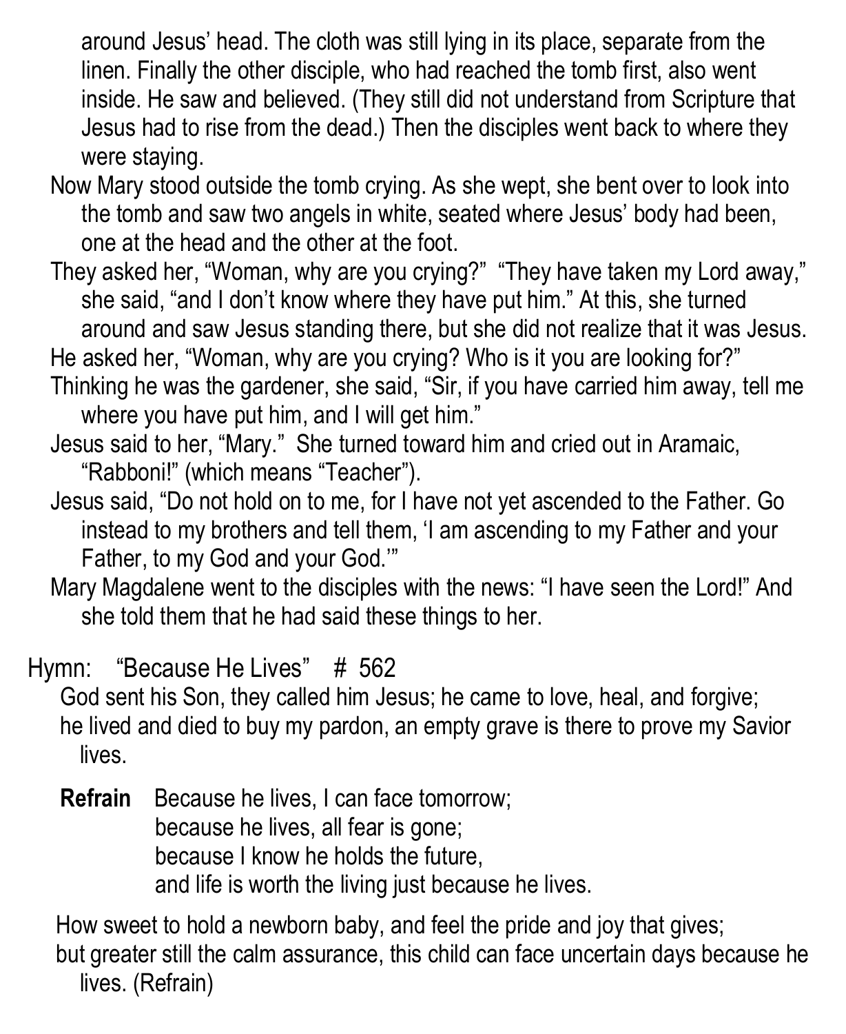around Jesus' head. The cloth was still lying in its place, separate from the linen. Finally the other disciple, who had reached the tomb first, also went inside. He saw and believed. (They still did not understand from Scripture that Jesus had to rise from the dead.) Then the disciples went back to where they were staying.

Now Mary stood outside the tomb crying. As she wept, she bent over to look into the tomb and saw two angels in white, seated where Jesus' body had been, one at the head and the other at the foot.

They asked her, "Woman, why are you crying?" "They have taken my Lord away," she said, "and I don't know where they have put him." At this, she turned around and saw Jesus standing there, but she did not realize that it was Jesus.

He asked her, "Woman, why are you crying? Who is it you are looking for?"

Thinking he was the gardener, she said, "Sir, if you have carried him away, tell me where you have put him, and I will get him."

Jesus said to her, "Mary." She turned toward him and cried out in Aramaic, "Rabboni!" (which means "Teacher").

Jesus said, "Do not hold on to me, for I have not yet ascended to the Father. Go instead to my brothers and tell them, 'I am ascending to my Father and your Father, to my God and your God.'"

Mary Magdalene went to the disciples with the news: "I have seen the Lord!" And she told them that he had said these things to her.

Hymn: "Because He Lives" # 562

God sent his Son, they called him Jesus; he came to love, heal, and forgive;
he lived and died to buy my pardon, an empty grave is there to prove my Savior lives.

**Refrain** Because he lives, I can face tomorrow;
because he lives, all fear is gone;
because I know he holds the future,
and life is worth the living just because he lives.

How sweet to hold a newborn baby, and feel the pride and joy that gives;
but greater still the calm assurance, this child can face uncertain days because he lives. (Refrain)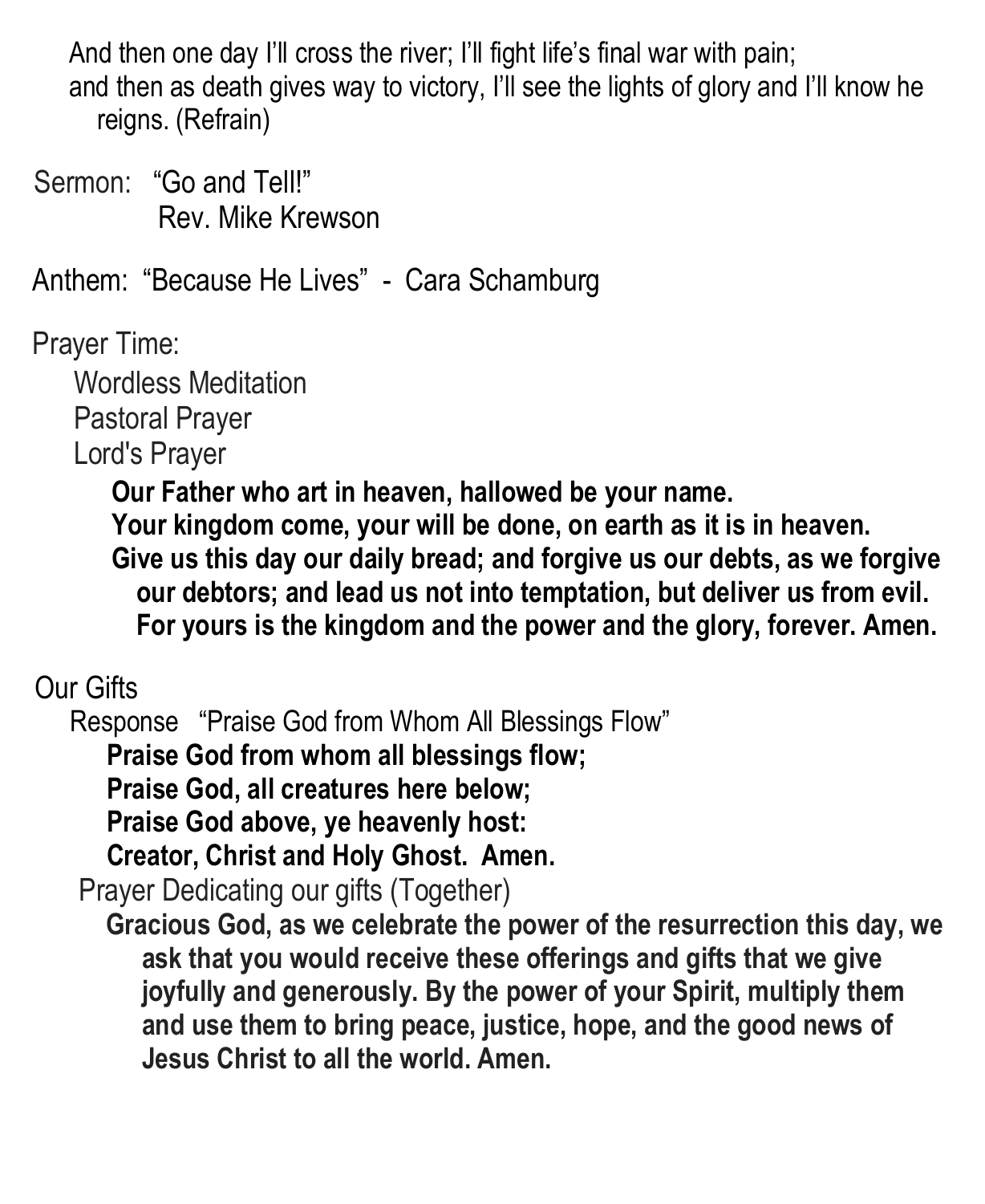And then one day I'll cross the river; I'll fight life's final war with pain;
and then as death gives way to victory, I'll see the lights of glory and I'll know he reigns. (Refrain)

Sermon: "Go and Tell!"
Rev. Mike Krewson

Anthem: "Because He Lives" - Cara Schamburg

Prayer Time:

Wordless Meditation

Pastoral Prayer

Lord's Prayer

**Our Father who art in heaven, hallowed be your name.**
**Your kingdom come, your will be done, on earth as it is in heaven.**
**Give us this day our daily bread; and forgive us our debts, as we forgive our debtors; and lead us not into temptation, but deliver us from evil. For yours is the kingdom and the power and the glory, forever. Amen.**

Our Gifts

Response "Praise God from Whom All Blessings Flow"

**Praise God from whom all blessings flow;**
**Praise God, all creatures here below;**
**Praise God above, ye heavenly host:**
**Creator, Christ and Holy Ghost. Amen.**

Prayer Dedicating our gifts (Together)

**Gracious God, as we celebrate the power of the resurrection this day, we ask that you would receive these offerings and gifts that we give joyfully and generously. By the power of your Spirit, multiply them and use them to bring peace, justice, hope, and the good news of Jesus Christ to all the world. Amen.**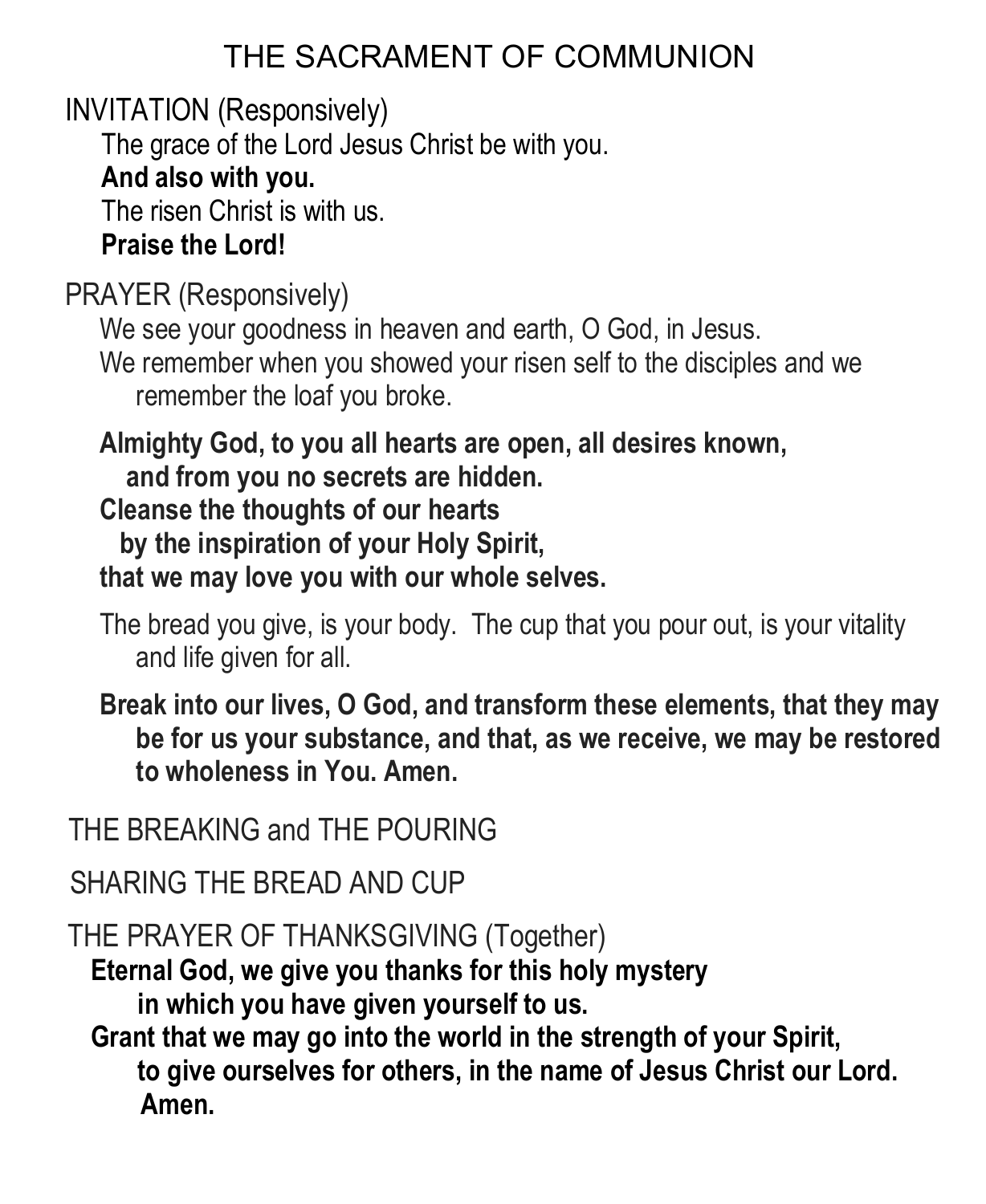# THE SACRAMENT OF COMMUNION

INVITATION (Responsively)

The grace of the Lord Jesus Christ be with you.
**And also with you.**
The risen Christ is with us.
**Praise the Lord!**

PRAYER (Responsively)

We see your goodness in heaven and earth, O God, in Jesus.
We remember when you showed your risen self to the disciples and we remember the loaf you broke.

**Almighty God, to you all hearts are open, all desires known,**
**and from you no secrets are hidden.**
**Cleanse the thoughts of our hearts**
**by the inspiration of your Holy Spirit,**
**that we may love you with our whole selves.**

The bread you give, is your body. The cup that you pour out, is your vitality and life given for all.

**Break into our lives, O God, and transform these elements, that they may be for us your substance, and that, as we receive, we may be restored to wholeness in You. Amen.**

THE BREAKING and THE POURING

SHARING THE BREAD AND CUP

THE PRAYER OF THANKSGIVING (Together)

**Eternal God, we give you thanks for this holy mystery**
**in which you have given yourself to us.**
**Grant that we may go into the world in the strength of your Spirit,**
**to give ourselves for others, in the name of Jesus Christ our Lord.**
**Amen.**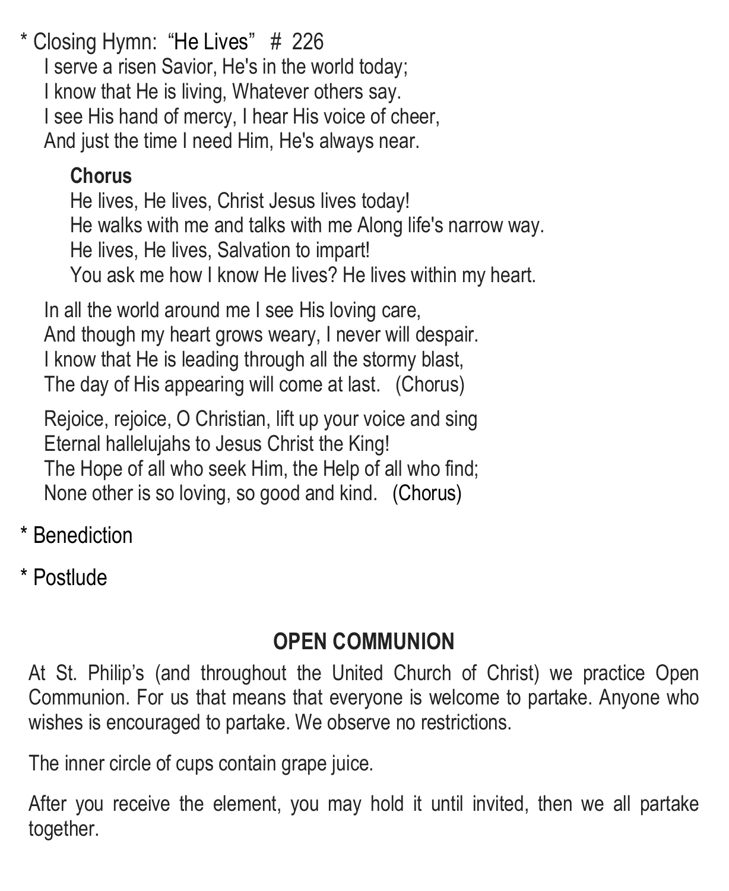\* Closing Hymn: “He Lives” # 226

I serve a risen Savior, He's in the world today;  
I know that He is living, Whatever others say.  
I see His hand of mercy, I hear His voice of cheer,  
And just the time I need Him, He's always near.

**Chorus**  
He lives, He lives, Christ Jesus lives today!  
He walks with me and talks with me Along life's narrow way.  
He lives, He lives, Salvation to impart!  
You ask me how I know He lives? He lives within my heart.

In all the world around me I see His loving care,  
And though my heart grows weary, I never will despair.  
I know that He is leading through all the stormy blast,  
The day of His appearing will come at last. (Chorus)

Rejoice, rejoice, O Christian, lift up your voice and sing  
Eternal hallelujahs to Jesus Christ the King!  
The Hope of all who seek Him, the Help of all who find;  
None other is so loving, so good and kind. (Chorus)

\* Benediction

\* Postlude

## OPEN COMMUNION

At St. Philip’s (and throughout the United Church of Christ) we practice Open Communion. For us that means that everyone is welcome to partake. Anyone who wishes is encouraged to partake. We observe no restrictions.

The inner circle of cups contain grape juice.

After you receive the element, you may hold it until invited, then we all partake together.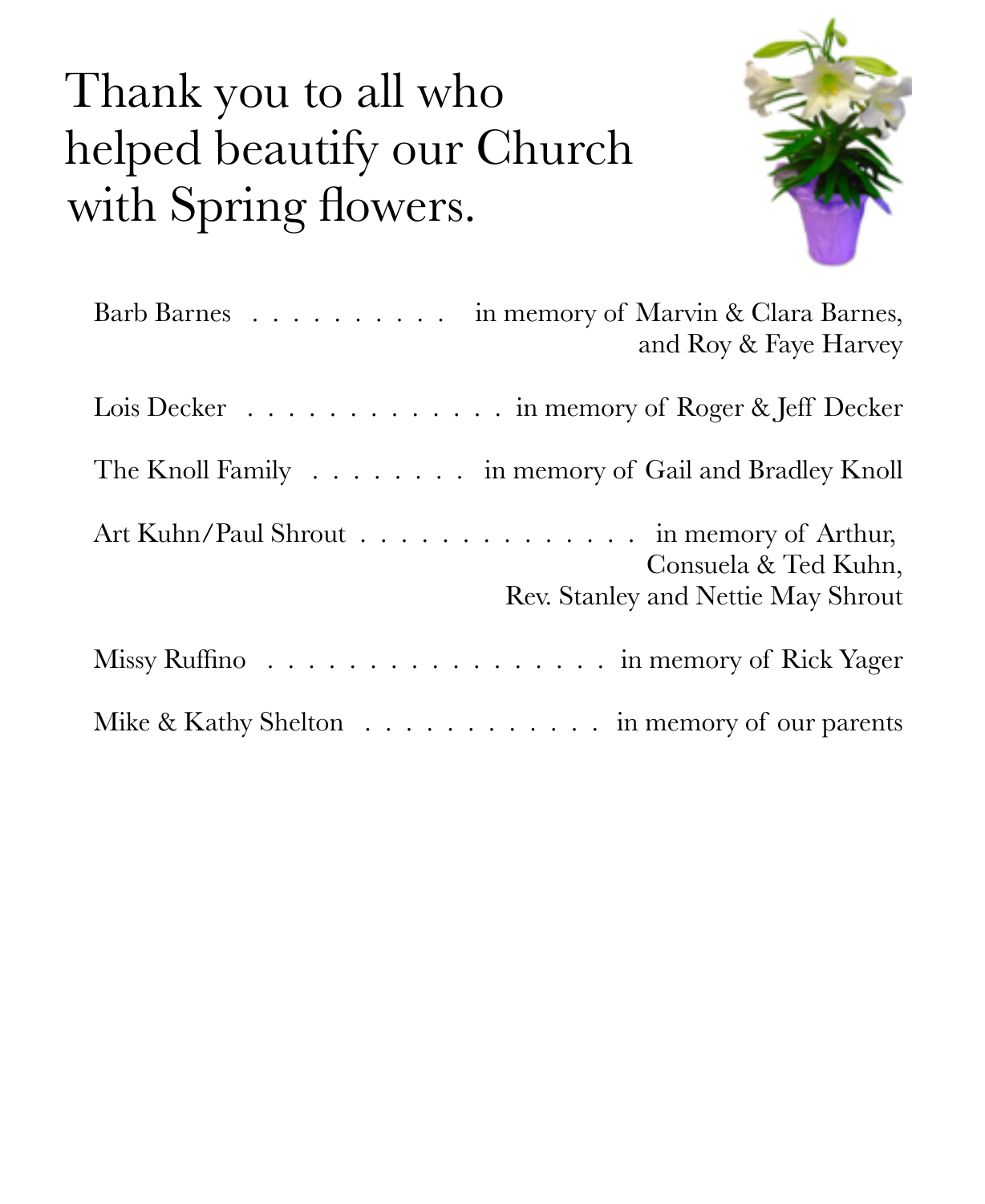# Thank you to all who helped beautify our Church with Spring flowers.

Barb Barnes . . . . . . . . . . in memory of Marvin & Clara Barnes, and Roy & Faye Harvey

Lois Decker . . . . . . . . . . . . . in memory of Roger & Jeff Decker

The Knoll Family . . . . . . . . in memory of Gail and Bradley Knoll

Art Kuhn/Paul Shrout . . . . . . . . . . . . . . in memory of Arthur, Consuela & Ted Kuhn, Rev. Stanley and Nettie May Shrout

Missy Ruffino . . . . . . . . . . . . . . . . . . in memory of Rick Yager

Mike & Kathy Shelton . . . . . . . . . . . . in memory of our parents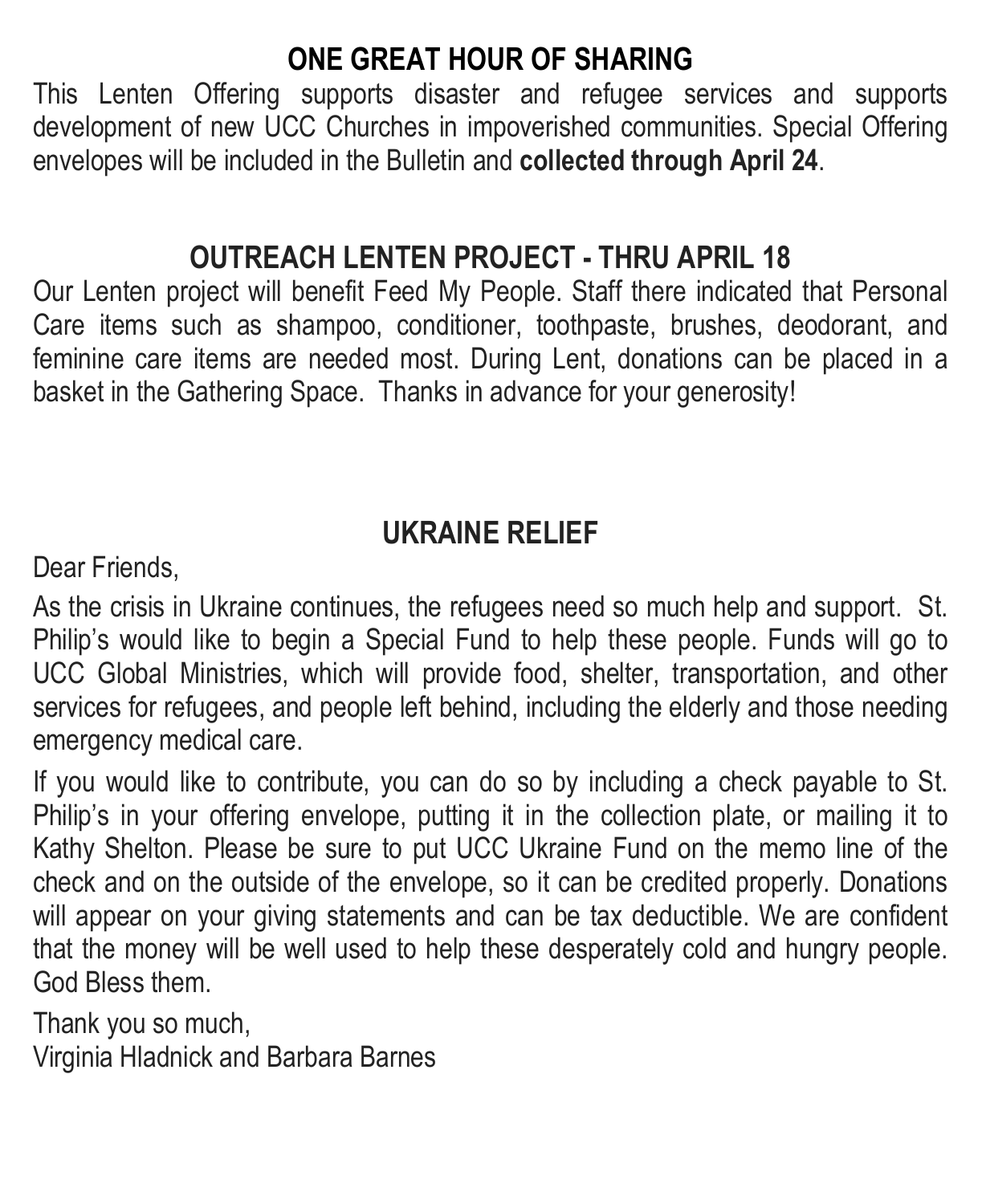## ONE GREAT HOUR OF SHARING

This Lenten Offering supports disaster and refugee services and supports development of new UCC Churches in impoverished communities. Special Offering envelopes will be included in the Bulletin and **collected through April 24**.

## OUTREACH LENTEN PROJECT - THRU APRIL 18

Our Lenten project will benefit Feed My People. Staff there indicated that Personal Care items such as shampoo, conditioner, toothpaste, brushes, deodorant, and feminine care items are needed most. During Lent, donations can be placed in a basket in the Gathering Space. Thanks in advance for your generosity!

## UKRAINE RELIEF

Dear Friends,

As the crisis in Ukraine continues, the refugees need so much help and support. St. Philip's would like to begin a Special Fund to help these people. Funds will go to UCC Global Ministries, which will provide food, shelter, transportation, and other services for refugees, and people left behind, including the elderly and those needing emergency medical care.

If you would like to contribute, you can do so by including a check payable to St. Philip's in your offering envelope, putting it in the collection plate, or mailing it to Kathy Shelton. Please be sure to put UCC Ukraine Fund on the memo line of the check and on the outside of the envelope, so it can be credited properly. Donations will appear on your giving statements and can be tax deductible. We are confident that the money will be well used to help these desperately cold and hungry people. God Bless them.

Thank you so much,
Virginia Hladnick and Barbara Barnes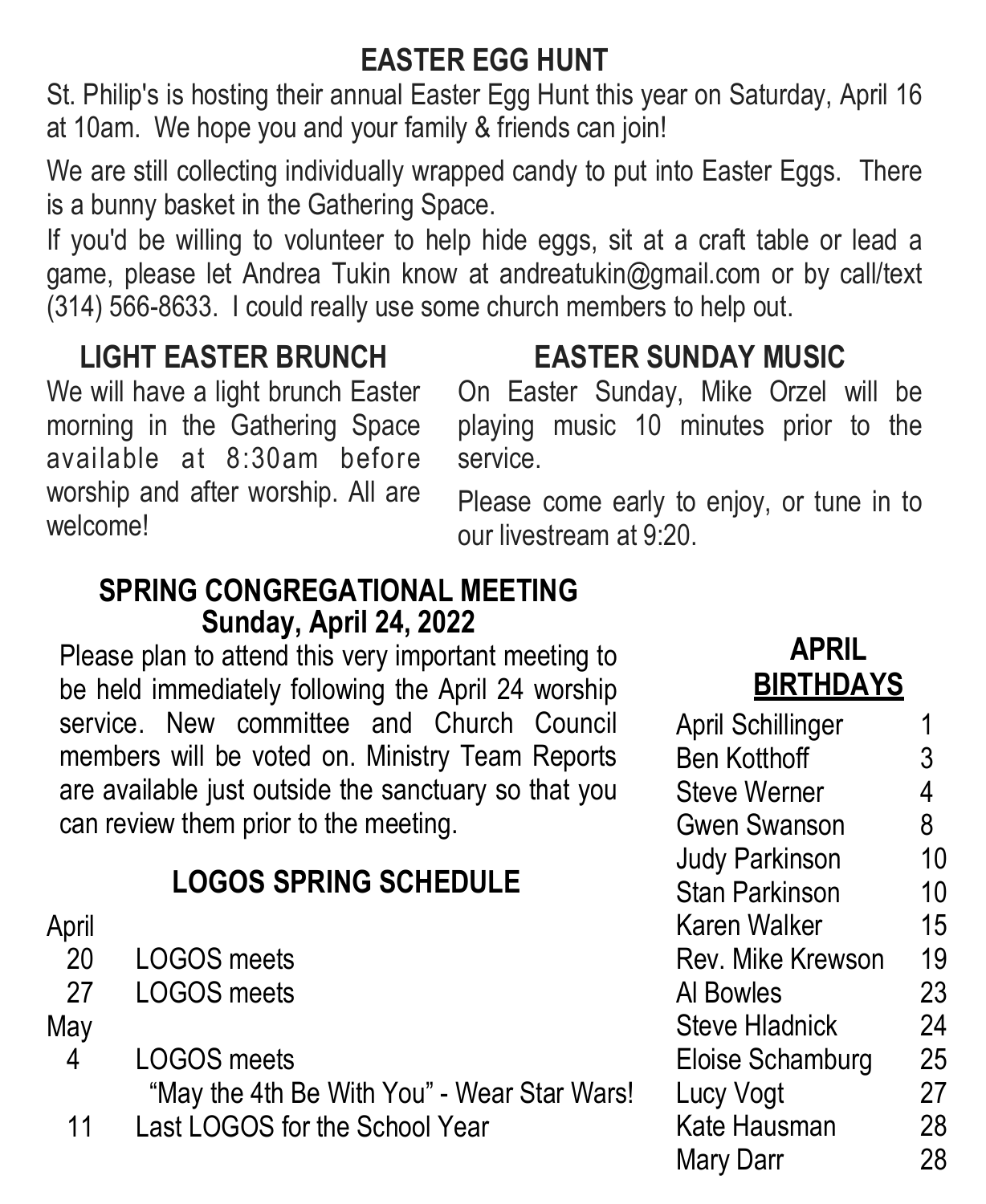## EASTER EGG HUNT

St. Philip's is hosting their annual Easter Egg Hunt this year on Saturday, April 16 at 10am. We hope you and your family & friends can join!

We are still collecting individually wrapped candy to put into Easter Eggs. There is a bunny basket in the Gathering Space.

If you'd be willing to volunteer to help hide eggs, sit at a craft table or lead a game, please let Andrea Tukin know at andreatukin@gmail.com or by call/text (314) 566-8633. I could really use some church members to help out.

## LIGHT EASTER BRUNCH

We will have a light brunch Easter morning in the Gathering Space available at 8:30am before worship and after worship. All are welcome!

## EASTER SUNDAY MUSIC

On Easter Sunday, Mike Orzel will be playing music 10 minutes prior to the service.

Please come early to enjoy, or tune in to our livestream at 9:20.

## SPRING CONGREGATIONAL MEETING
### Sunday, April 24, 2022

Please plan to attend this very important meeting to be held immediately following the April 24 worship service. New committee and Church Council members will be voted on. Ministry Team Reports are available just outside the sanctuary so that you can review them prior to the meeting.

## LOGOS SPRING SCHEDULE

April
- 20 LOGOS meets
- 27 LOGOS meets

May
- 4 LOGOS meets
  "May the 4th Be With You" - Wear Star Wars!
- 11 Last LOGOS for the School Year

## APRIL BIRTHDAYS

| Name | Day |
|---|---|
| April Schillinger | 1 |
| Ben Kotthoff | 3 |
| Steve Werner | 4 |
| Gwen Swanson | 8 |
| Judy Parkinson | 10 |
| Stan Parkinson | 10 |
| Karen Walker | 15 |
| Rev. Mike Krewson | 19 |
| Al Bowles | 23 |
| Steve Hladnick | 24 |
| Eloise Schamburg | 25 |
| Lucy Vogt | 27 |
| Kate Hausman | 28 |
| Mary Darr | 28 |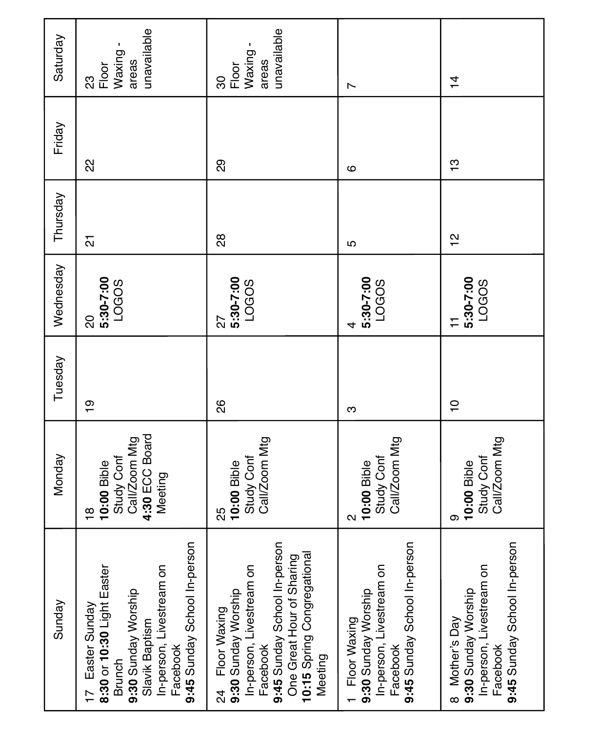| Sunday | Monday | Tuesday | Wednesday | Thursday | Friday | Saturday |
|---|---|---|---|---|---|---|
| 17 Easter Sunday<br>**8:30** or **10:30** Light Easter Brunch<br>**9:30** Sunday Worship Slavik Baptism In-person, Livestream on Facebook<br>**9:45** Sunday School In-person | 18<br>**10:00** Bible Study Conf Call/Zoom Mtg<br>**4:30** ECC Board Meeting | 19 | 20<br>**5:30-7:00** LOGOS | 21 | 22 | 23<br>Floor Waxing - areas unavailable |
| 24 Floor Waxing<br>**9:30** Sunday Worship In-person, Livestream on Facebook<br>**9:45** Sunday School In-person One Great Hour of Sharing<br>**10:15** Spring Congregational Meeting | 25<br>**10:00** Bible Study Conf Call/Zoom Mtg | 26 | 27<br>**5:30-7:00** LOGOS | 28 | 29 | 30<br>Floor Waxing - areas unavailable |
| 1 Floor Waxing<br>**9:30** Sunday Worship In-person, Livestream on Facebook<br>**9:45** Sunday School In-person | 2<br>**10:00** Bible Study Conf Call/Zoom Mtg | 3 | 4<br>**5:30-7:00** LOGOS | 5 | 6 | 7 |
| 8 Mother's Day<br>**9:30** Sunday Worship In-person, Livestream on Facebook<br>**9:45** Sunday School In-person | 9<br>**10:00** Bible Study Conf Call/Zoom Mtg | 10 | 11<br>**5:30-7:00** LOGOS | 12 | 13 | 14 |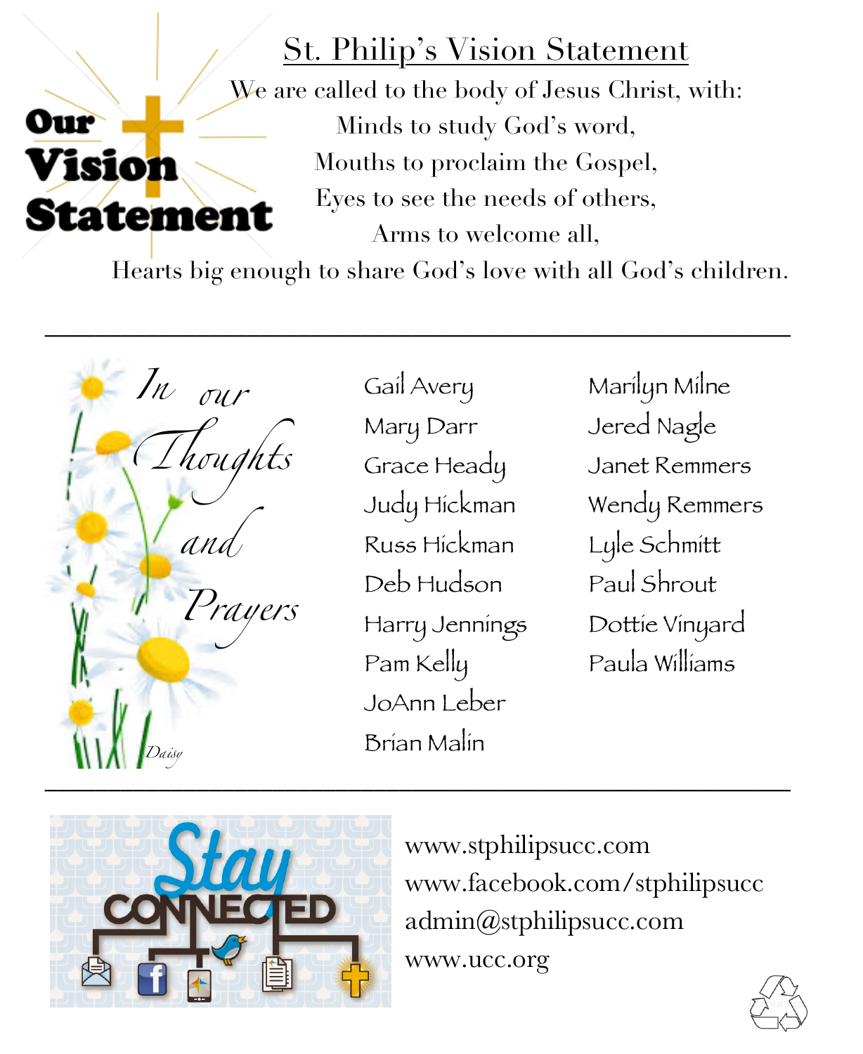# Our Vision Statement

## St. Philip's Vision Statement

We are called to the body of Jesus Christ, with:
Minds to study God's word,
Mouths to proclaim the Gospel,
Eyes to see the needs of others,
Arms to welcome all,
Hearts big enough to share God's love with all God's children.

---

## In our Thoughts and Prayers

- Gail Avery
- Mary Darr
- Grace Heady
- Judy Hickman
- Russ Hickman
- Deb Hudson
- Harry Jennings
- Pam Kelly
- JoAnn Leber
- Brian Malin
- Marilyn Milne
- Jered Nagle
- Janet Remmers
- Wendy Remmers
- Lyle Schmitt
- Paul Shrout
- Dottie Vinyard
- Paula Williams

---

## Stay Connected

www.stphilipsucc.com
www.facebook.com/stphilipsucc
admin@stphilipsucc.com
www.ucc.org